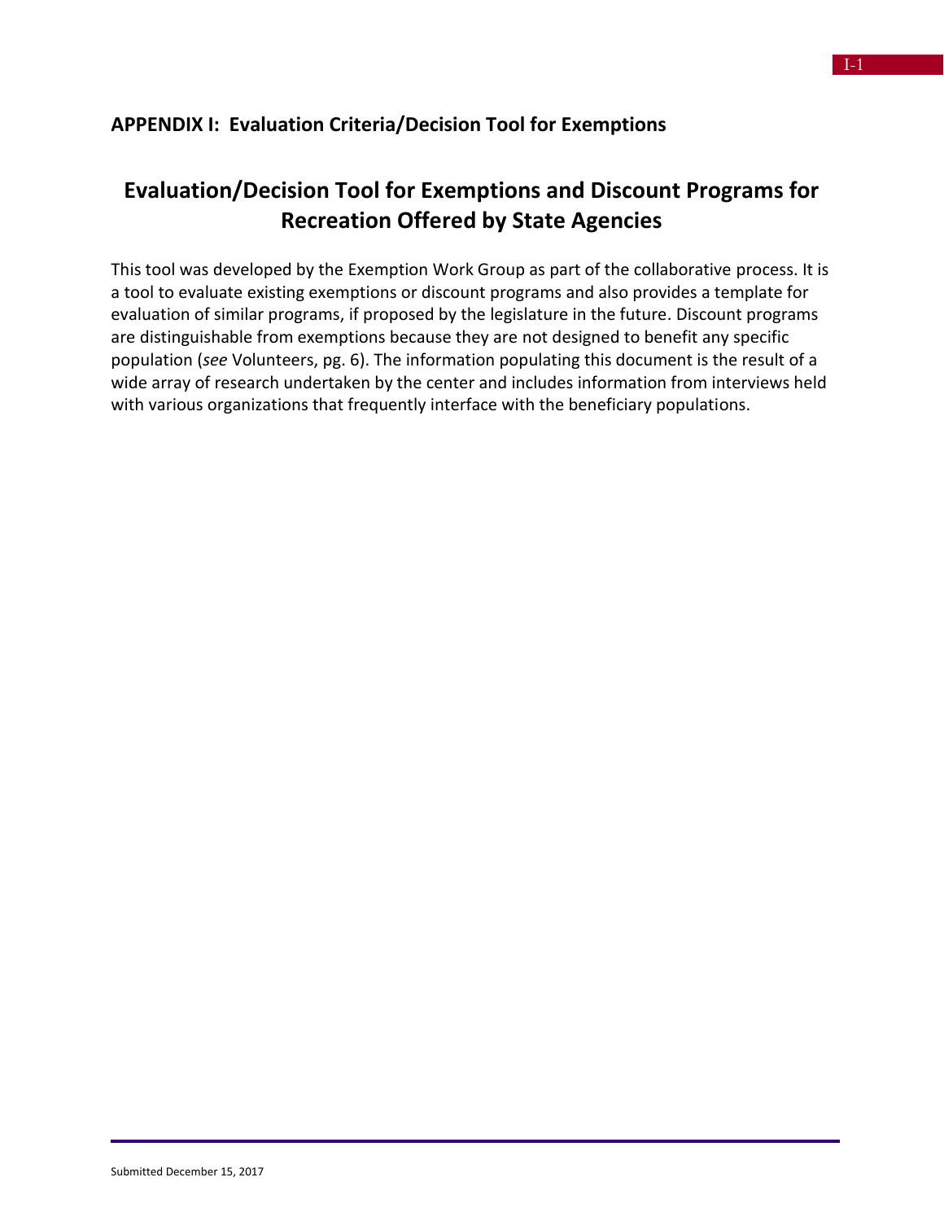## APPENDIX I: Evaluation Criteria/Decision Tool for Exemptions

# Evaluation/Decision Tool for Exemptions and Discount Programs for Recreation Offered by State Agencies

This tool was developed by the Exemption Work Group as part of the collaborative process. It is a tool to evaluate existing exemptions or discount programs and also provides a template for evaluation of similar programs, if proposed by the legislature in the future. Discount programs are distinguishable from exemptions because they are not designed to benefit any specific population (*see* Volunteers, pg. 6). The information populating this document is the result of a wide array of research undertaken by the center and includes information from interviews held with various organizations that frequently interface with the beneficiary populations.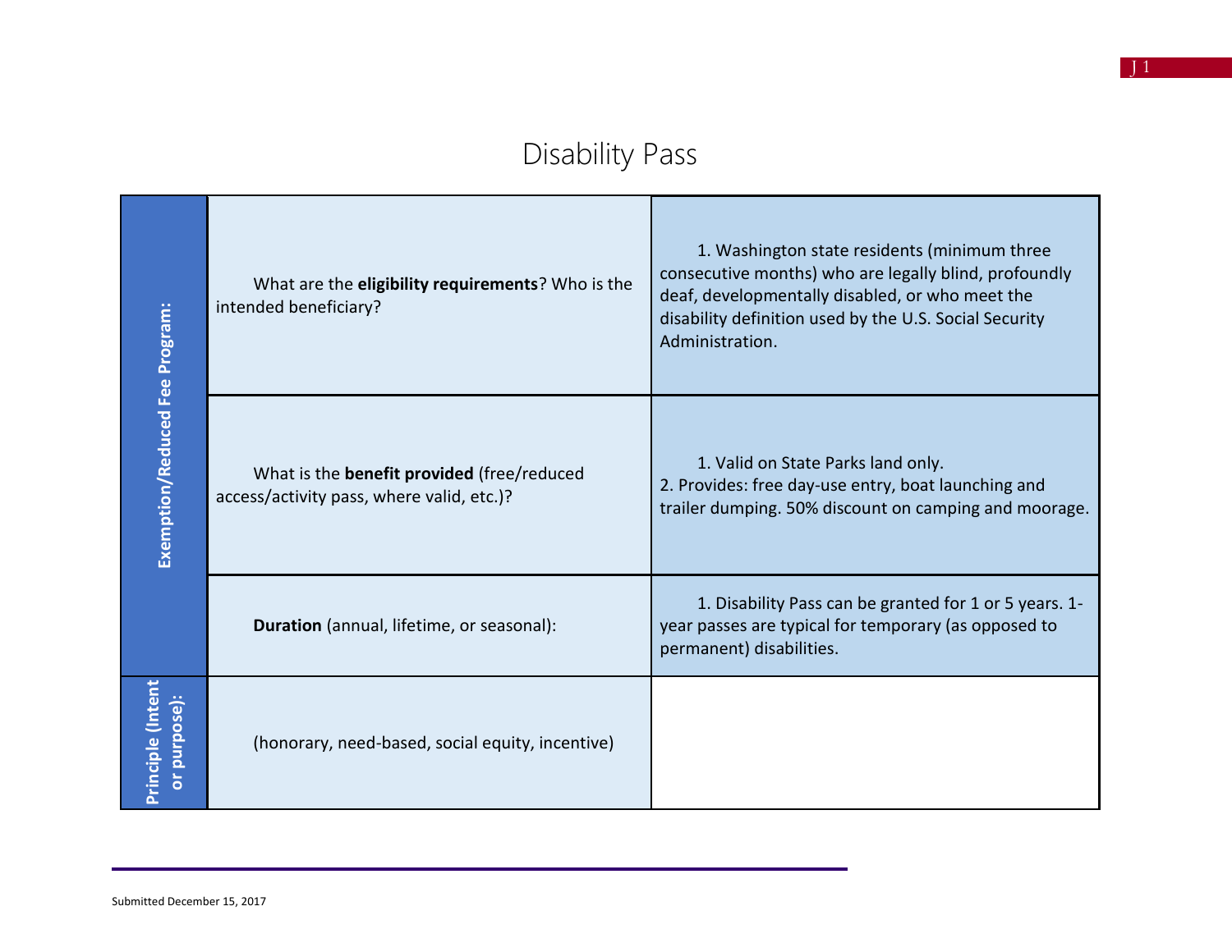# Disability Pass

| | | |
|---|---|---|
| **Exemption/Reduced Fee Program:** | What are the **eligibility requirements**? Who is the intended beneficiary? | 1. Washington state residents (minimum three consecutive months) who are legally blind, profoundly deaf, developmentally disabled, or who meet the disability definition used by the U.S. Social Security Administration. |
| | What is the **benefit provided** (free/reduced access/activity pass, where valid, etc.)? | 1. Valid on State Parks land only.<br>2. Provides: free day-use entry, boat launching and trailer dumping. 50% discount on camping and moorage. |
| | **Duration** (annual, lifetime, or seasonal): | 1. Disability Pass can be granted for 1 or 5 years. 1-year passes are typical for temporary (as opposed to permanent) disabilities. |
| **Principle (Intent or purpose):** | (honorary, need-based, social equity, incentive) | |

Submitted December 15, 2017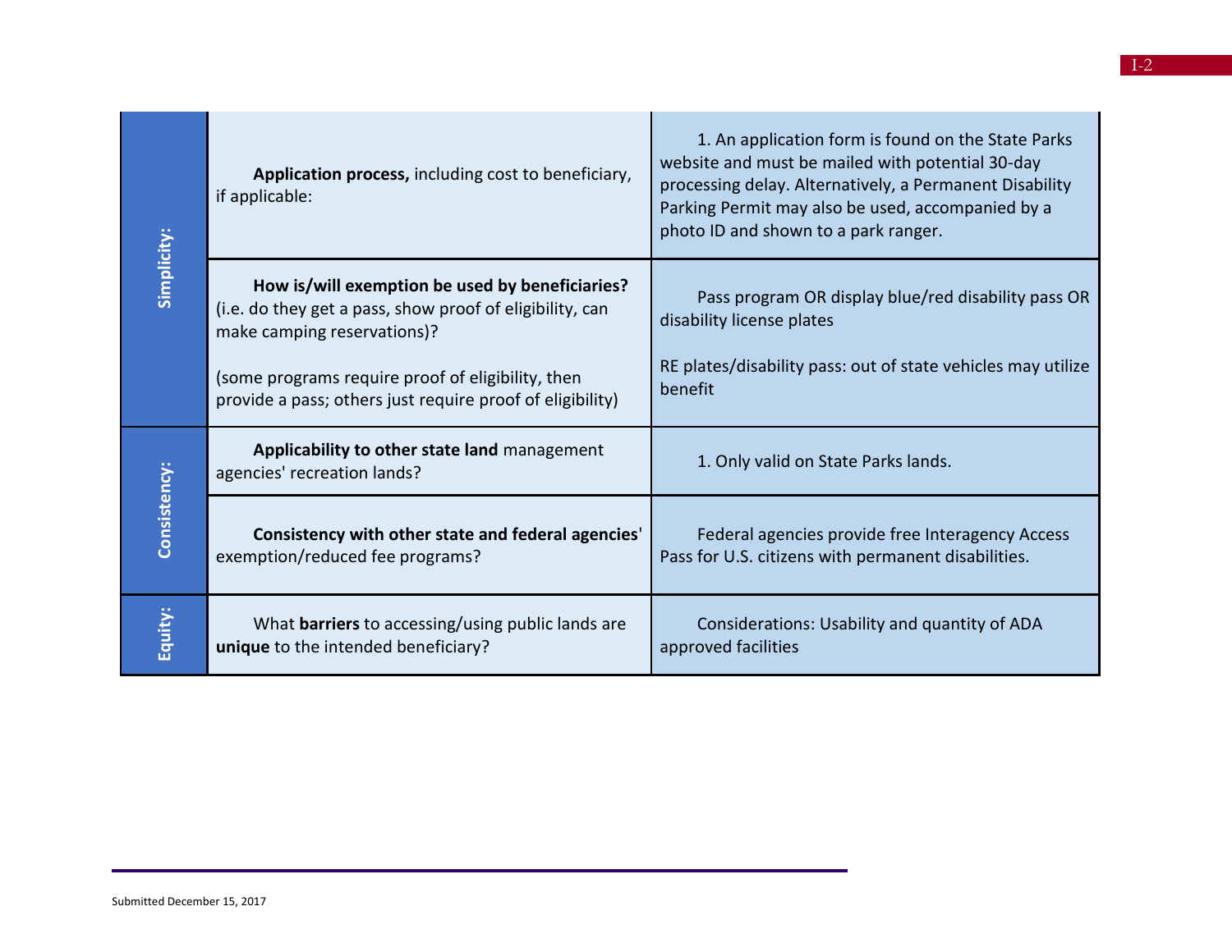| | | |
|---|---|---|
| Simplicity: | **Application process,** including cost to beneficiary, if applicable: | 1. An application form is found on the State Parks website and must be mailed with potential 30-day processing delay. Alternatively, a Permanent Disability Parking Permit may also be used, accompanied by a photo ID and shown to a park ranger. |
| | **How is/will exemption be used by beneficiaries?** (i.e. do they get a pass, show proof of eligibility, can make camping reservations)?<br><br>(some programs require proof of eligibility, then provide a pass; others just require proof of eligibility) | Pass program OR display blue/red disability pass OR disability license plates<br><br>RE plates/disability pass: out of state vehicles may utilize benefit |
| Consistency: | **Applicability to other state land** management agencies' recreation lands? | 1. Only valid on State Parks lands. |
| | **Consistency with other state and federal agencies**' exemption/reduced fee programs? | Federal agencies provide free Interagency Access Pass for U.S. citizens with permanent disabilities. |
| Equity: | What **barriers** to accessing/using public lands are **unique** to the intended beneficiary? | Considerations: Usability and quantity of ADA approved facilities |

Submitted December 15, 2017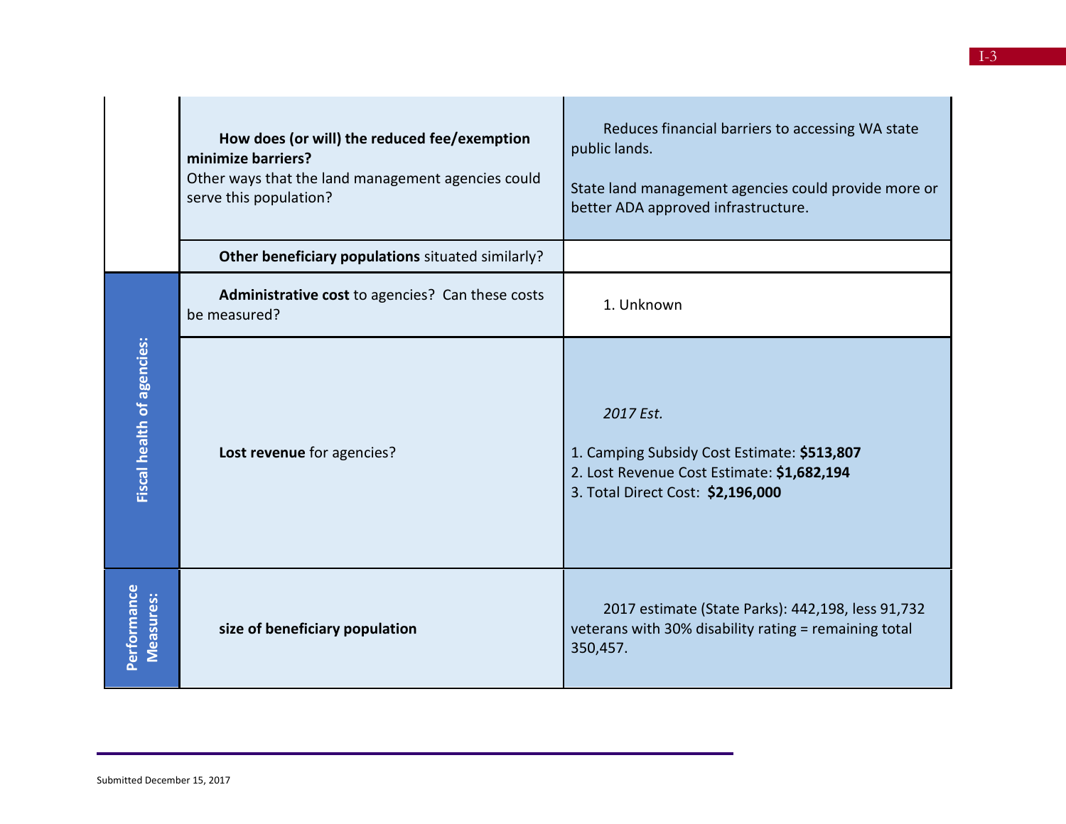| | | |
|---|---|---|
| | **How does (or will) the reduced fee/exemption minimize barriers?** Other ways that the land management agencies could serve this population? | Reduces financial barriers to accessing WA state public lands. State land management agencies could provide more or better ADA approved infrastructure. |
| | **Other beneficiary populations** situated similarly? | |
| **Fiscal health of agencies:** | **Administrative cost** to agencies? Can these costs be measured? | 1. Unknown |
| | **Lost revenue** for agencies? | *2017 Est.* 1. Camping Subsidy Cost Estimate: **$513,807** 2. Lost Revenue Cost Estimate: **$1,682,194** 3. Total Direct Cost: **$2,196,000** |
| **Performance Measures:** | **size of beneficiary population** | 2017 estimate (State Parks): 442,198, less 91,732 veterans with 30% disability rating = remaining total 350,457. |

Submitted December 15, 2017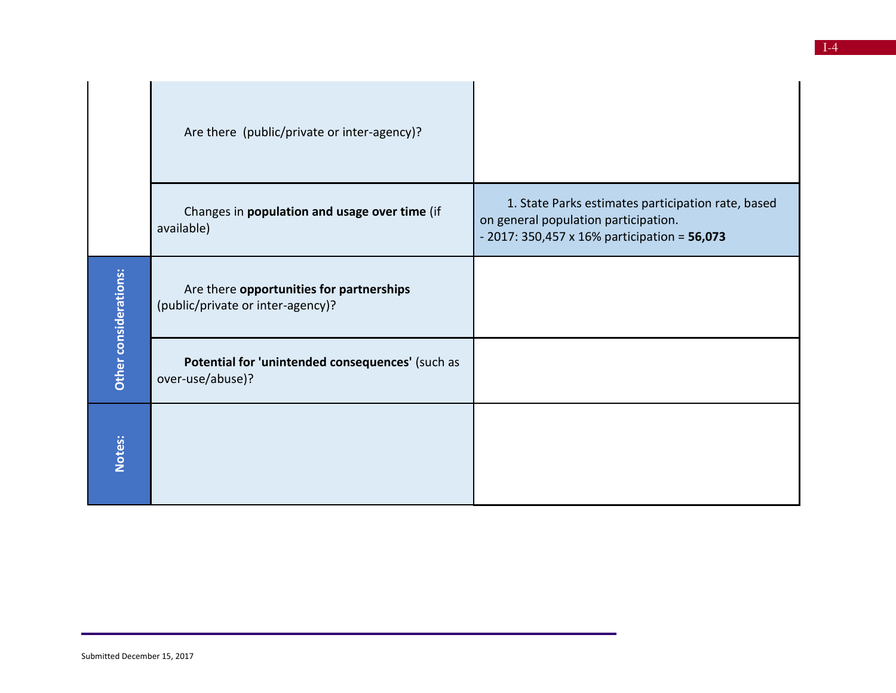| | | |
|---|---|---|
| | Are there (public/private or inter-agency)? | |
| | Changes in **population and usage over time** (if available) | 1. State Parks estimates participation rate, based on general population participation.<br>- 2017: 350,457 x 16% participation = **56,073** |
| **Other considerations:** | Are there **opportunities for partnerships** (public/private or inter-agency)? | |
| | **Potential for 'unintended consequences'** (such as over-use/abuse)? | |
| **Notes:** | | |

Submitted December 15, 2017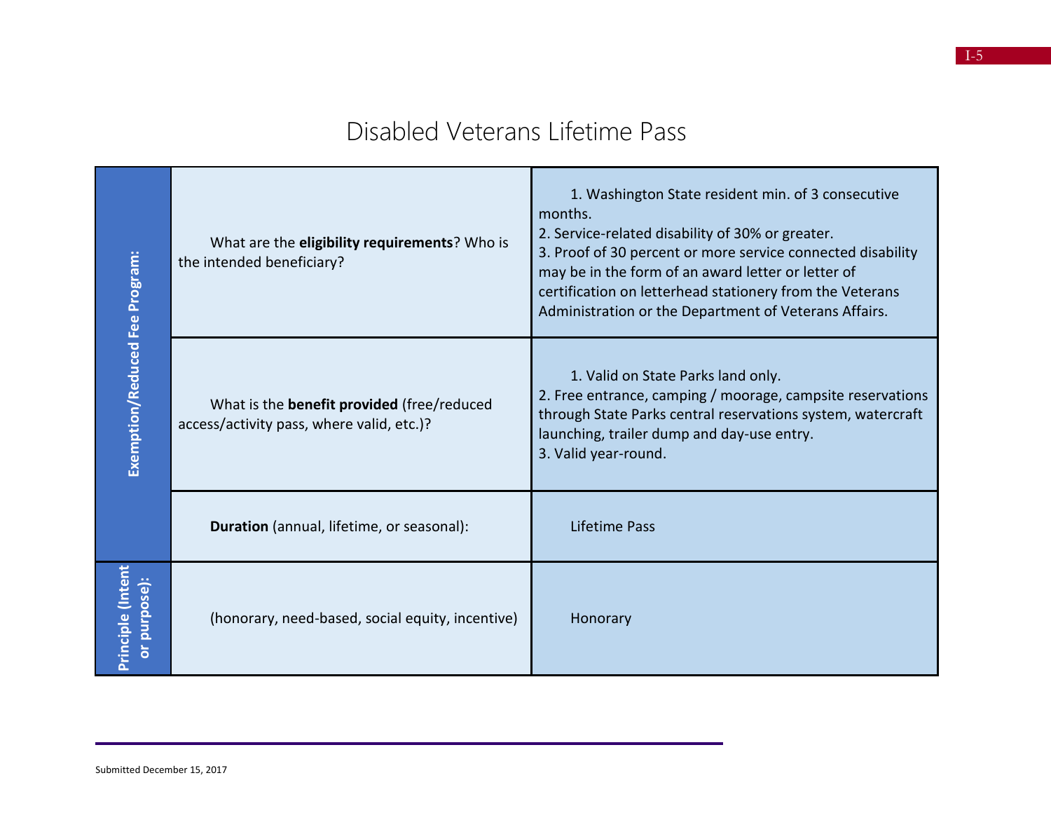# Disabled Veterans Lifetime Pass

| | | |
|---|---|---|
| Exemption/Reduced Fee Program: | What are the **eligibility requirements**? Who is the intended beneficiary? | 1. Washington State resident min. of 3 consecutive months.<br>2. Service-related disability of 30% or greater.<br>3. Proof of 30 percent or more service connected disability may be in the form of an award letter or letter of certification on letterhead stationery from the Veterans Administration or the Department of Veterans Affairs. |
| | What is the **benefit provided** (free/reduced access/activity pass, where valid, etc.)? | 1. Valid on State Parks land only.<br>2. Free entrance, camping / moorage, campsite reservations through State Parks central reservations system, watercraft launching, trailer dump and day-use entry.<br>3. Valid year-round. |
| | **Duration** (annual, lifetime, or seasonal): | Lifetime Pass |
| Principle (Intent or purpose): | (honorary, need-based, social equity, incentive) | Honorary |

Submitted December 15, 2017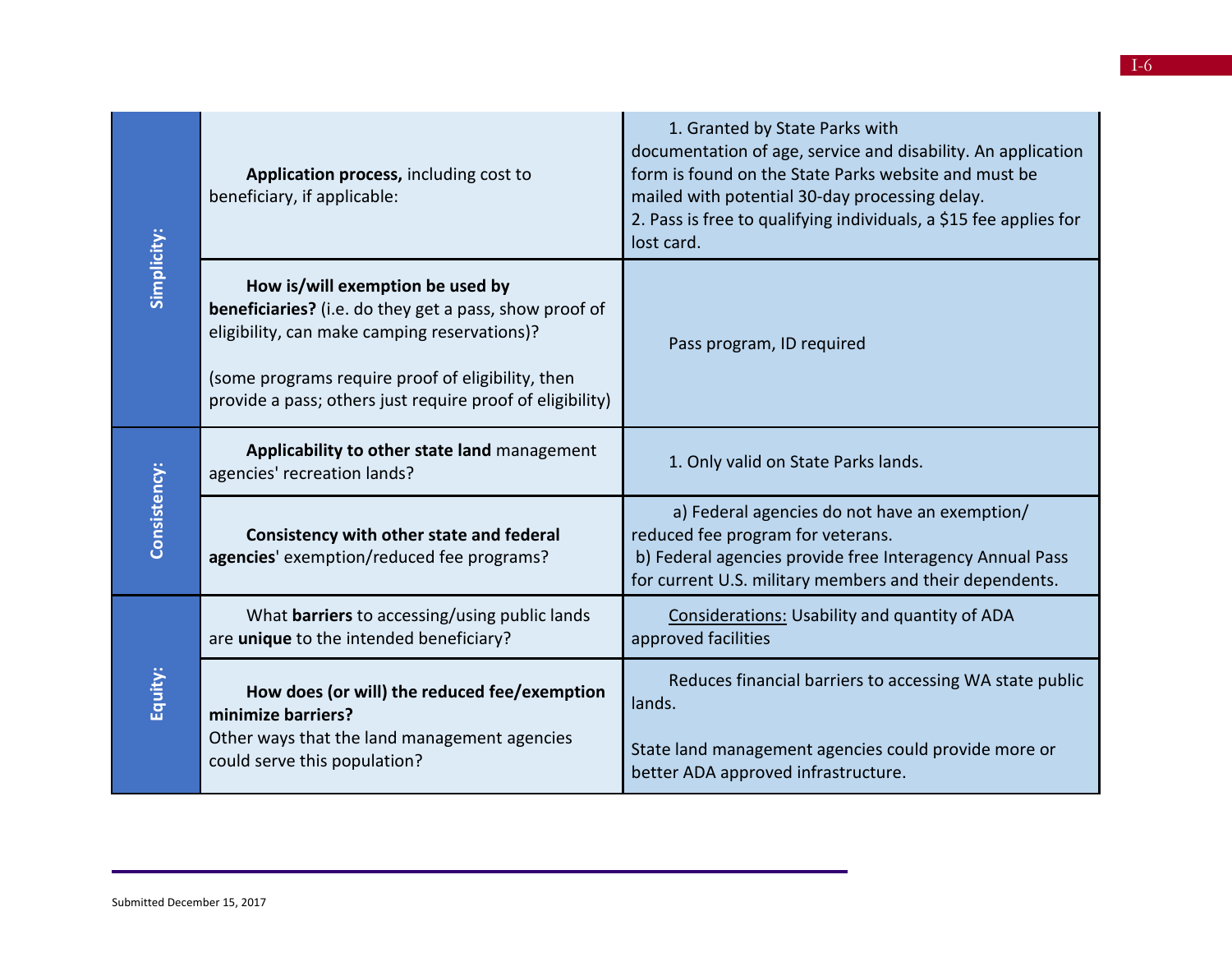| | | |
|---|---|---|
| **Simplicity:** | **Application process,** including cost to beneficiary, if applicable: | 1. Granted by State Parks with documentation of age, service and disability. An application form is found on the State Parks website and must be mailed with potential 30-day processing delay.<br>2. Pass is free to qualifying individuals, a $15 fee applies for lost card. |
| | **How is/will exemption be used by beneficiaries?** (i.e. do they get a pass, show proof of eligibility, can make camping reservations)?<br><br>(some programs require proof of eligibility, then provide a pass; others just require proof of eligibility) | Pass program, ID required |
| **Consistency:** | **Applicability to other state land** management agencies' recreation lands? | 1. Only valid on State Parks lands. |
| | **Consistency with other state and federal agencies**' exemption/reduced fee programs? | a) Federal agencies do not have an exemption/ reduced fee program for veterans.<br>b) Federal agencies provide free Interagency Annual Pass for current U.S. military members and their dependents. |
| **Equity:** | What **barriers** to accessing/using public lands are **unique** to the intended beneficiary? | Considerations: Usability and quantity of ADA approved facilities |
| | **How does (or will) the reduced fee/exemption minimize barriers?**<br>Other ways that the land management agencies could serve this population? | Reduces financial barriers to accessing WA state public lands.<br><br>State land management agencies could provide more or better ADA approved infrastructure. |

Submitted December 15, 2017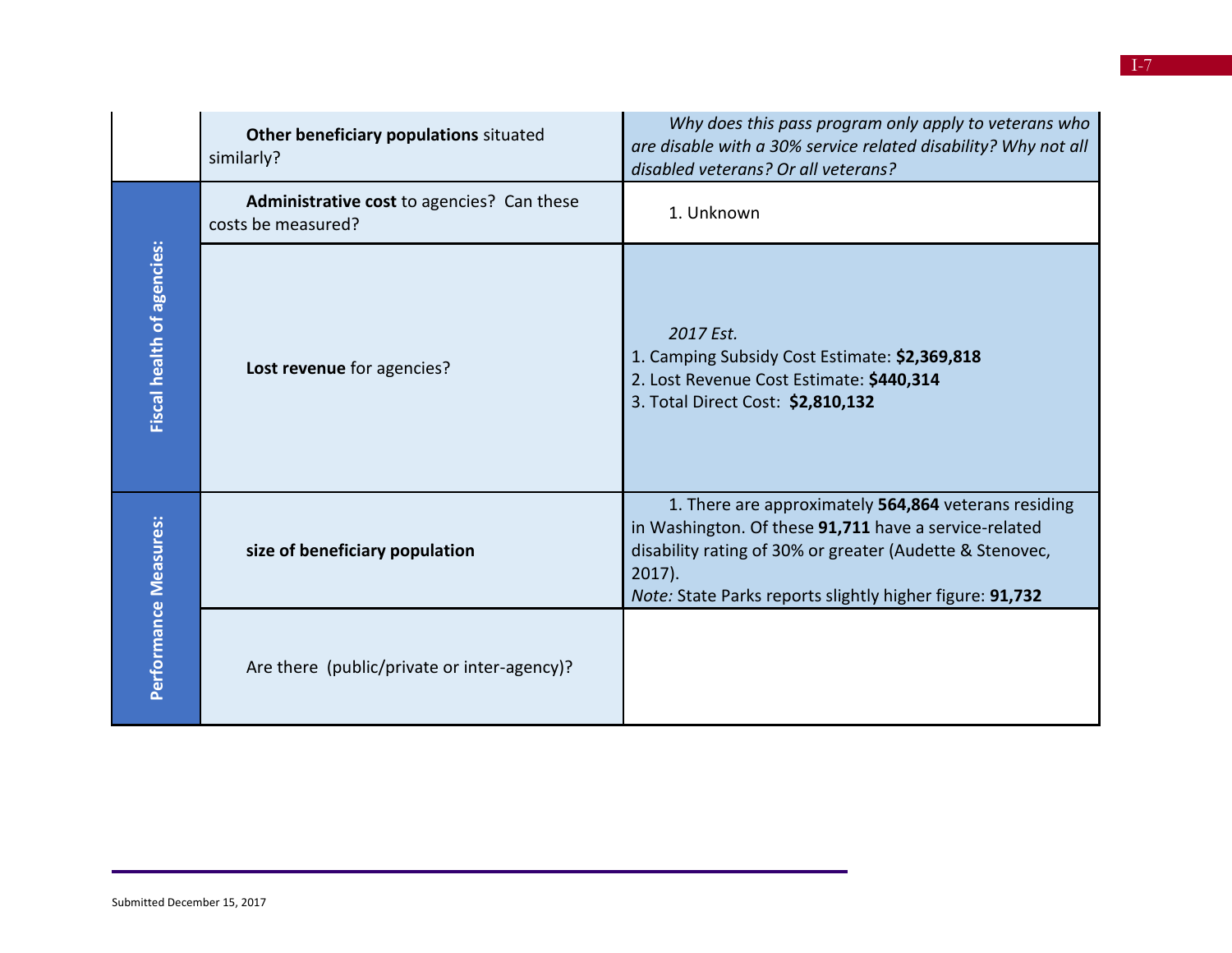| | | |
|---|---|---|
| | **Other beneficiary populations** situated similarly? | *Why does this pass program only apply to veterans who are disable with a 30% service related disability? Why not all disabled veterans? Or all veterans?* |
| **Fiscal health of agencies:** | **Administrative cost** to agencies? Can these costs be measured? | 1. Unknown |
| | **Lost revenue** for agencies? | *2017 Est.*<br>1. Camping Subsidy Cost Estimate: **$2,369,818**<br>2. Lost Revenue Cost Estimate: **$440,314**<br>3. Total Direct Cost: **$2,810,132** |
| **Performance Measures:** | **size of beneficiary population** | 1. There are approximately **564,864** veterans residing in Washington. Of these **91,711** have a service-related disability rating of 30% or greater (Audette & Stenovec, 2017).<br>*Note:* State Parks reports slightly higher figure: **91,732** |
| | Are there (public/private or inter-agency)? | |

Submitted December 15, 2017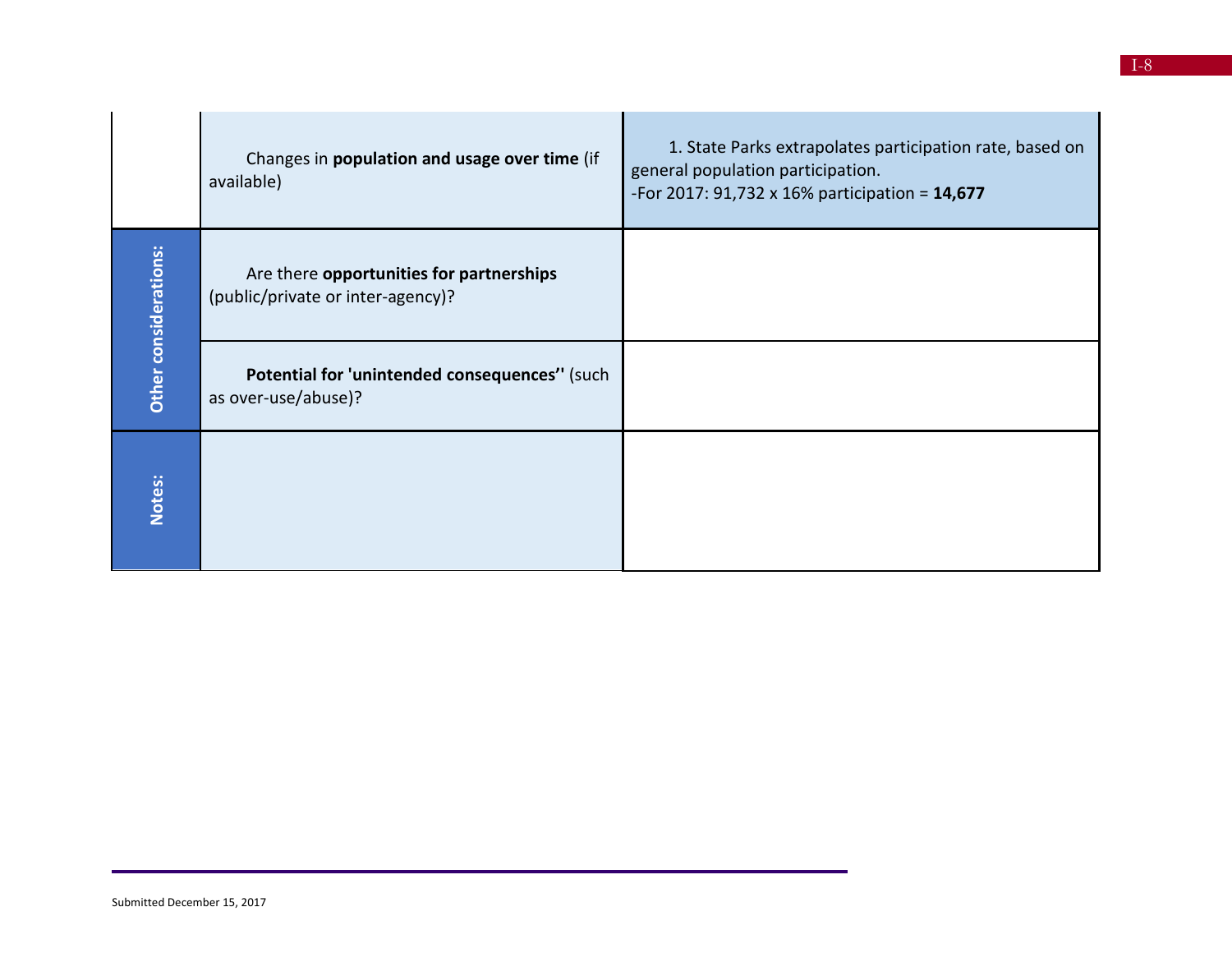| | | |
|---|---|---|
| | Changes in **population and usage over time** (if available) | 1. State Parks extrapolates participation rate, based on general population participation.<br>-For 2017: 91,732 x 16% participation = **14,677** |
| **Other considerations:** | Are there **opportunities for partnerships** (public/private or inter-agency)? | |
| | **Potential for 'unintended consequences''** (such as over-use/abuse)? | |
| **Notes:** | | |

Submitted December 15, 2017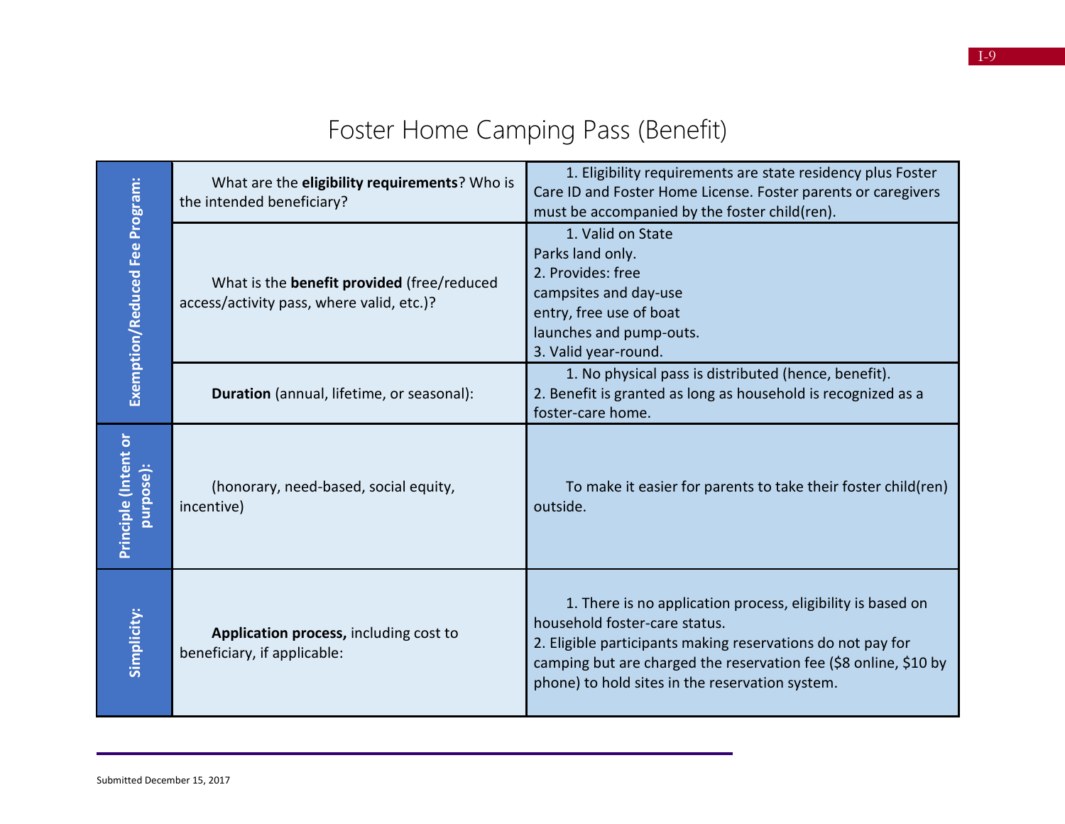# Foster Home Camping Pass (Benefit)

| | | |
|---|---|---|
| Exemption/Reduced Fee Program: | What are the **eligibility requirements**? Who is the intended beneficiary? | 1. Eligibility requirements are state residency plus Foster Care ID and Foster Home License. Foster parents or caregivers must be accompanied by the foster child(ren). |
| | What is the **benefit provided** (free/reduced access/activity pass, where valid, etc.)? | 1. Valid on State Parks land only.<br>2. Provides: free campsites and day-use entry, free use of boat launches and pump-outs.<br>3. Valid year-round. |
| | **Duration** (annual, lifetime, or seasonal): | 1. No physical pass is distributed (hence, benefit).<br>2. Benefit is granted as long as household is recognized as a foster-care home. |
| Principle (Intent or purpose): | (honorary, need-based, social equity, incentive) | To make it easier for parents to take their foster child(ren) outside. |
| Simplicity: | **Application process,** including cost to beneficiary, if applicable: | 1. There is no application process, eligibility is based on household foster-care status.<br>2. Eligible participants making reservations do not pay for camping but are charged the reservation fee ($8 online, $10 by phone) to hold sites in the reservation system. |

Submitted December 15, 2017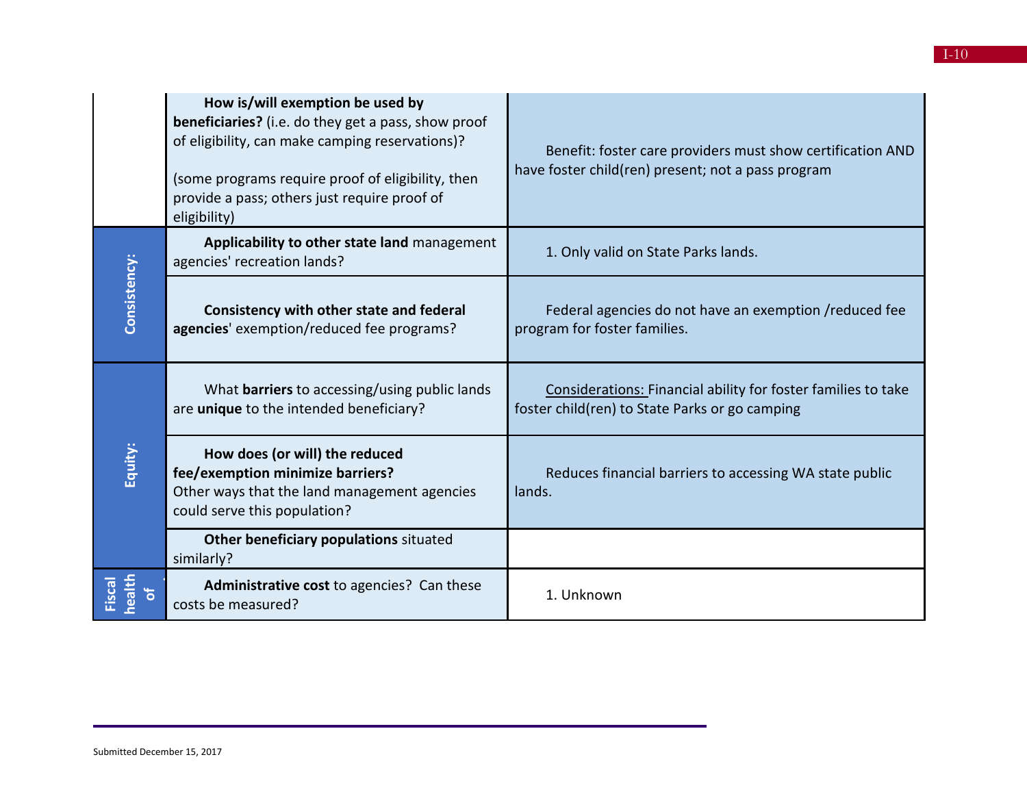| | | |
|---|---|---|
| | **How is/will exemption be used by beneficiaries?** (i.e. do they get a pass, show proof of eligibility, can make camping reservations)?<br><br>(some programs require proof of eligibility, then provide a pass; others just require proof of eligibility) | Benefit: foster care providers must show certification AND have foster child(ren) present; not a pass program |
| **Consistency:** | **Applicability to other state land** management agencies' recreation lands? | 1. Only valid on State Parks lands. |
| | **Consistency with other state and federal agencies**' exemption/reduced fee programs? | Federal agencies do not have an exemption /reduced fee program for foster families. |
| **Equity:** | What **barriers** to accessing/using public lands are **unique** to the intended beneficiary? | Considerations: Financial ability for foster families to take foster child(ren) to State Parks or go camping |
| | **How does (or will) the reduced fee/exemption minimize barriers?** Other ways that the land management agencies could serve this population? | Reduces financial barriers to accessing WA state public lands. |
| | **Other beneficiary populations** situated similarly? | |
| **Fiscal health of** | **Administrative cost** to agencies? Can these costs be measured? | 1. Unknown |

Submitted December 15, 2017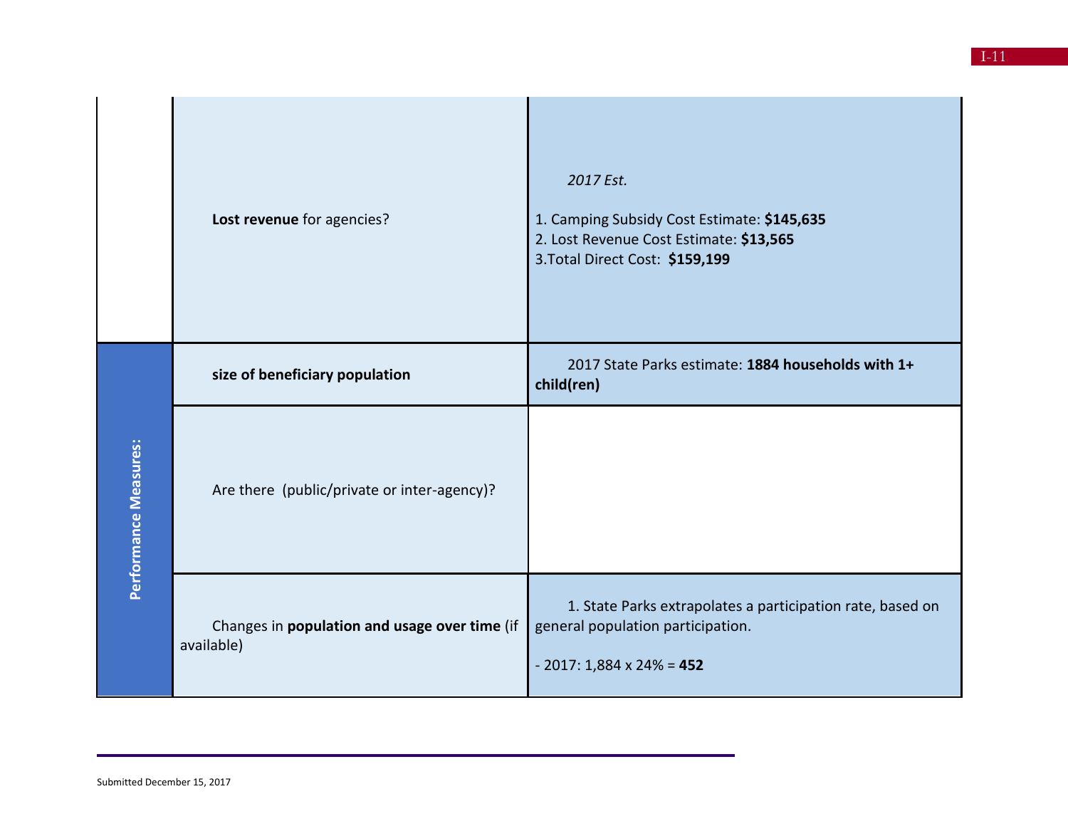| | | |
|---|---|---|
| | **Lost revenue** for agencies? | *2017 Est.*<br><br>1. Camping Subsidy Cost Estimate: **$145,635**<br>2. Lost Revenue Cost Estimate: **$13,565**<br>3.Total Direct Cost: **$159,199** |
| **Performance Measures:** | **size of beneficiary population** | 2017 State Parks estimate: **1884 households with 1+ child(ren)** |
| | Are there (public/private or inter-agency)? | |
| | Changes in **population and usage over time** (if available) | 1. State Parks extrapolates a participation rate, based on general population participation.<br><br>- 2017: 1,884 x 24% = **452** |

Submitted December 15, 2017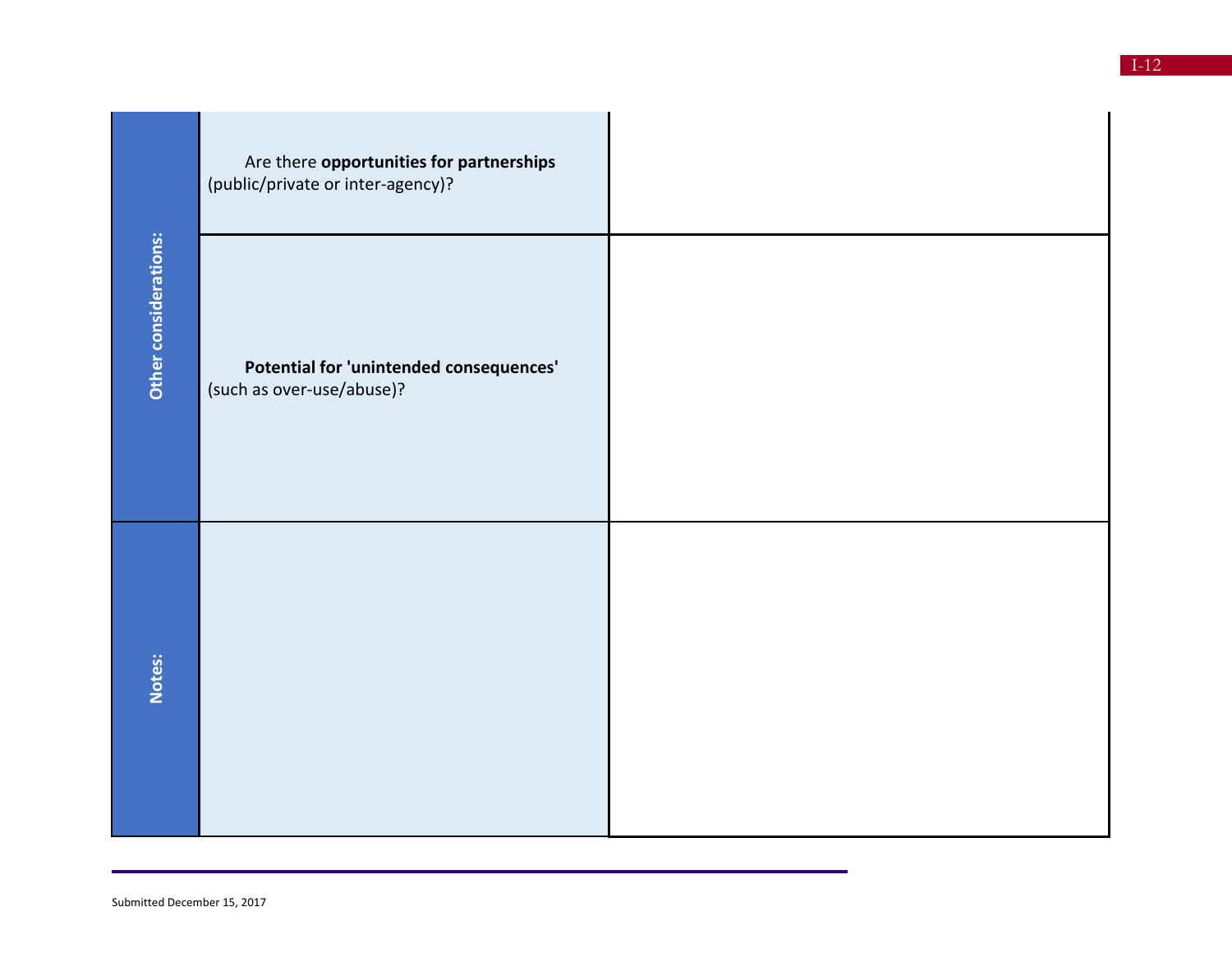| | | |
|---|---|---|
| **Other considerations:** | Are there **opportunities for partnerships** (public/private or inter-agency)? | |
| | **Potential for 'unintended consequences'** (such as over-use/abuse)? | |
| **Notes:** | | |

Submitted December 15, 2017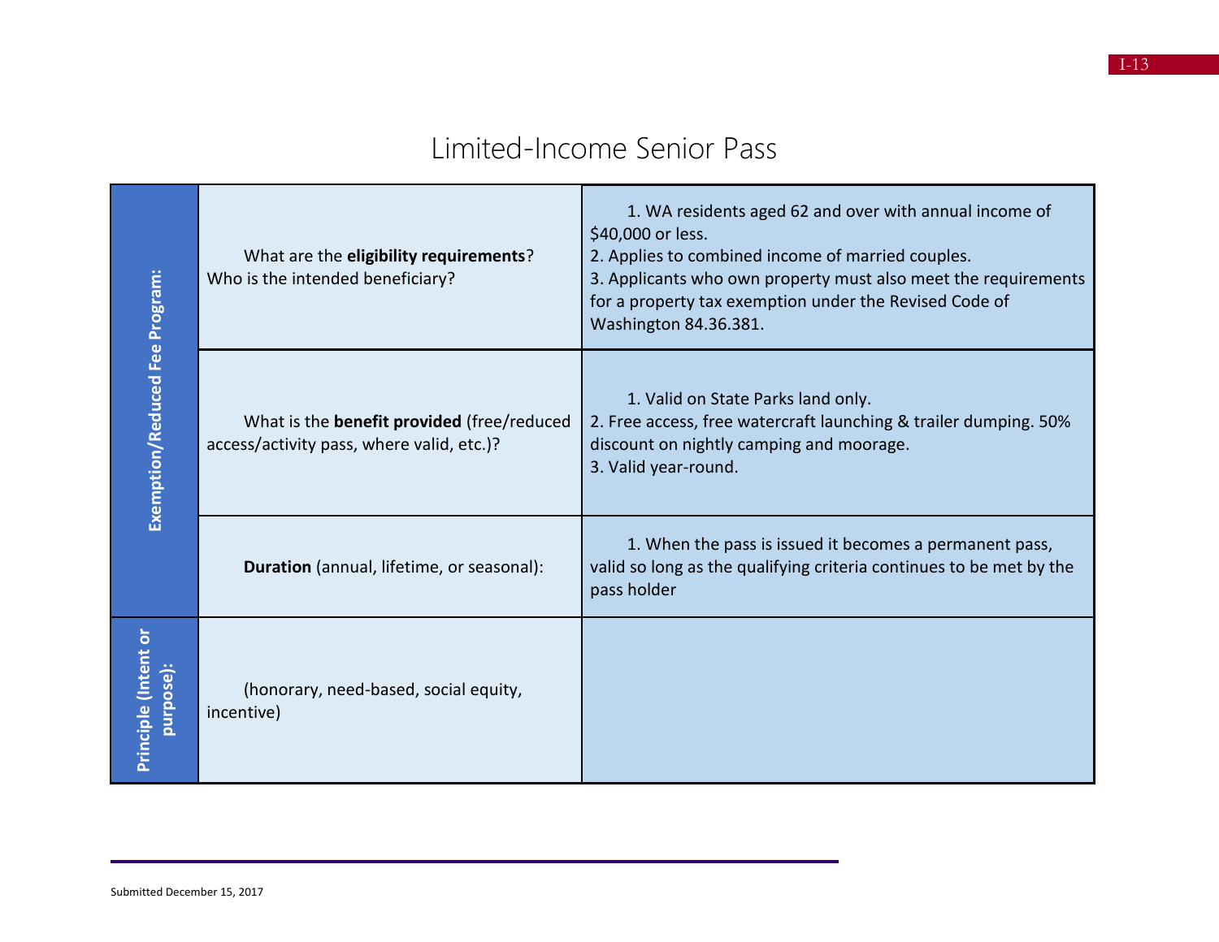# Limited-Income Senior Pass

| | | |
|---|---|---|
| **Exemption/Reduced Fee Program:** | What are the **eligibility requirements**? Who is the intended beneficiary? | 1. WA residents aged 62 and over with annual income of $40,000 or less.<br>2. Applies to combined income of married couples.<br>3. Applicants who own property must also meet the requirements for a property tax exemption under the Revised Code of Washington 84.36.381. |
| | What is the **benefit provided** (free/reduced access/activity pass, where valid, etc.)? | 1. Valid on State Parks land only.<br>2. Free access, free watercraft launching & trailer dumping. 50% discount on nightly camping and moorage.<br>3. Valid year-round. |
| | **Duration** (annual, lifetime, or seasonal): | 1. When the pass is issued it becomes a permanent pass, valid so long as the qualifying criteria continues to be met by the pass holder |
| **Principle (Intent or purpose):** | (honorary, need-based, social equity, incentive) | |

Submitted December 15, 2017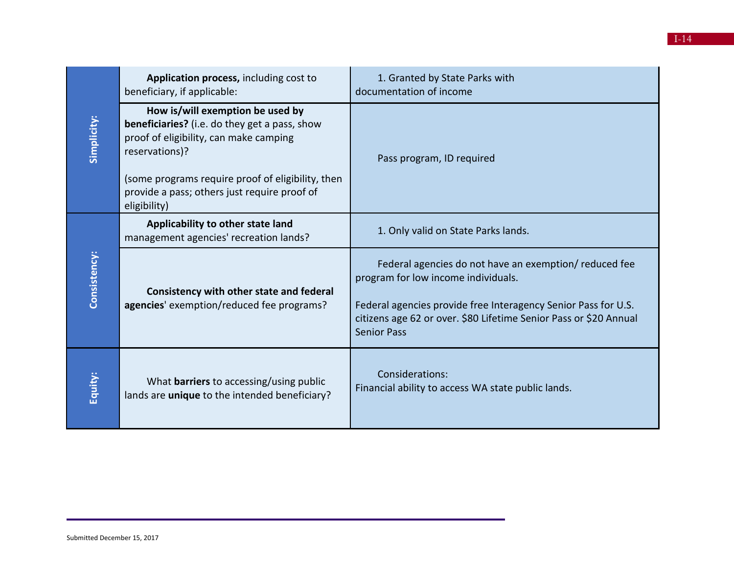| | | |
|---|---|---|
| **Simplicity:** | **Application process,** including cost to beneficiary, if applicable: | 1. Granted by State Parks with documentation of income |
| | **How is/will exemption be used by beneficiaries?** (i.e. do they get a pass, show proof of eligibility, can make camping reservations)?<br><br>(some programs require proof of eligibility, then provide a pass; others just require proof of eligibility) | Pass program, ID required |
| **Consistency:** | **Applicability to other state land** management agencies' recreation lands? | 1. Only valid on State Parks lands. |
| | **Consistency with other state and federal agencies**' exemption/reduced fee programs? | Federal agencies do not have an exemption/ reduced fee program for low income individuals.<br><br>Federal agencies provide free Interagency Senior Pass for U.S. citizens age 62 or over. $80 Lifetime Senior Pass or $20 Annual Senior Pass |
| **Equity:** | What **barriers** to accessing/using public lands are **unique** to the intended beneficiary? | Considerations:<br>Financial ability to access WA state public lands. |

Submitted December 15, 2017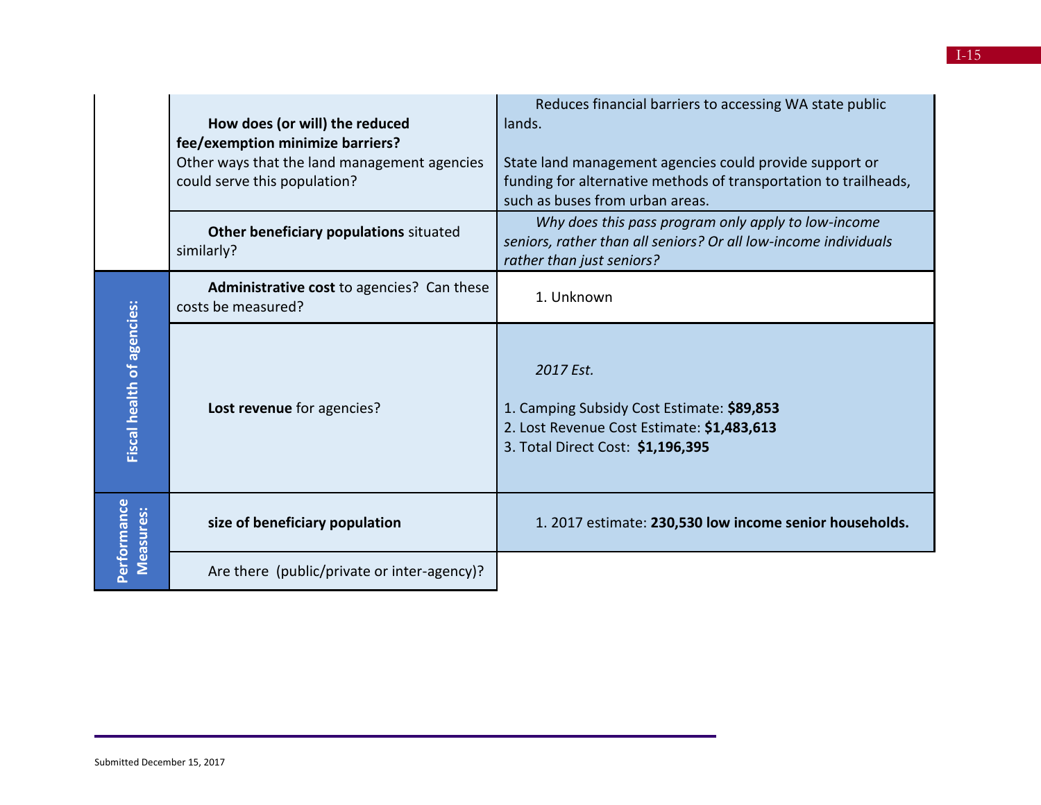| | | |
|---|---|---|
| | **How does (or will) the reduced fee/exemption minimize barriers?** Other ways that the land management agencies could serve this population? | Reduces financial barriers to accessing WA state public lands.<br><br>State land management agencies could provide support or funding for alternative methods of transportation to trailheads, such as buses from urban areas. |
| | **Other beneficiary populations** situated similarly? | *Why does this pass program only apply to low-income seniors, rather than all seniors? Or all low-income individuals rather than just seniors?* |
| **Fiscal health of agencies:** | **Administrative cost** to agencies? Can these costs be measured? | 1. Unknown |
| | **Lost revenue** for agencies? | *2017 Est.*<br><br>1. Camping Subsidy Cost Estimate: **$89,853**<br>2. Lost Revenue Cost Estimate: **$1,483,613**<br>3. Total Direct Cost: **$1,196,395** |
| **Performance Measures:** | **size of beneficiary population** | 1. 2017 estimate: **230,530 low income senior households.** |
| | Are there (public/private or inter-agency)? | |

Submitted December 15, 2017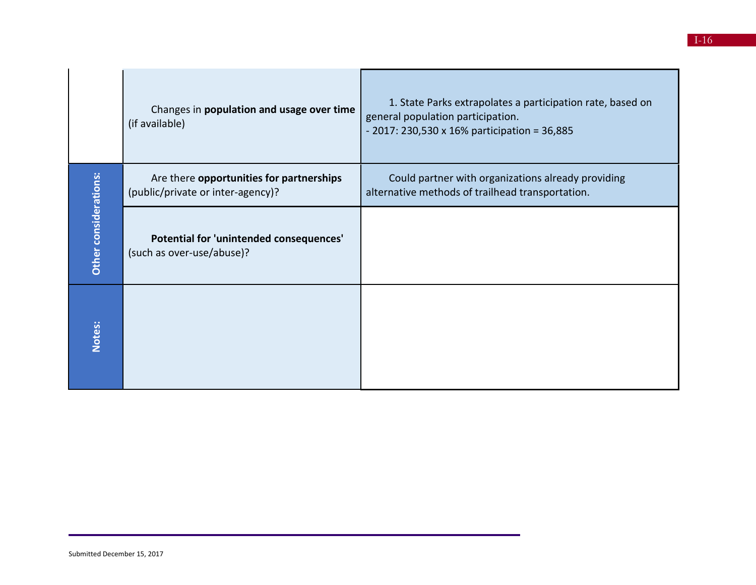| | | |
|---|---|---|
| | Changes in **population and usage over time** (if available) | 1. State Parks extrapolates a participation rate, based on general population participation.<br>- 2017: 230,530 x 16% participation = 36,885 |
| **Other considerations:** | Are there **opportunities for partnerships** (public/private or inter-agency)? | Could partner with organizations already providing alternative methods of trailhead transportation. |
| | **Potential for 'unintended consequences'** (such as over-use/abuse)? | |
| **Notes:** | | |

Submitted December 15, 2017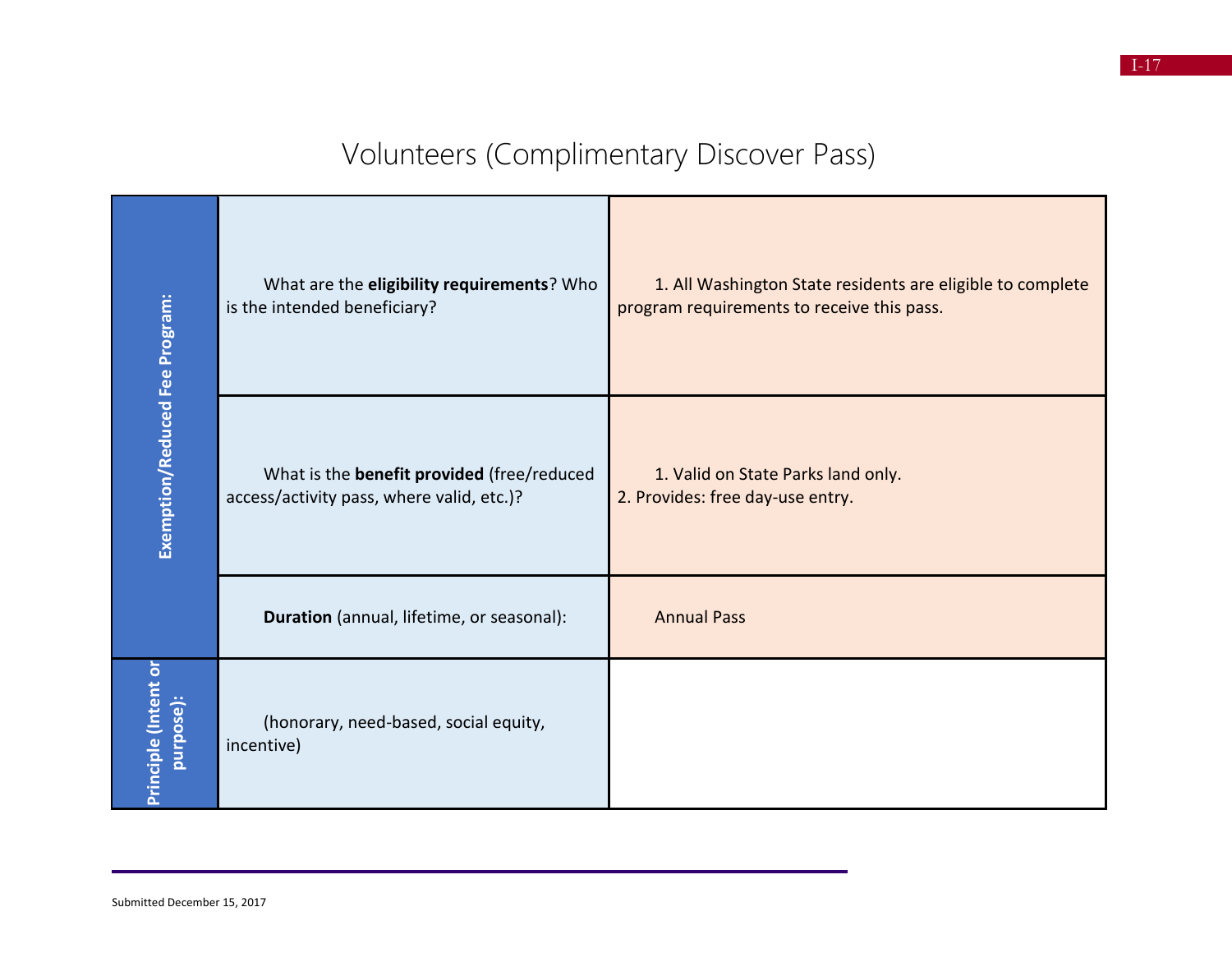# Volunteers (Complimentary Discover Pass)

| | | |
|---|---|---|
| Exemption/Reduced Fee Program: | What are the **eligibility requirements**? Who is the intended beneficiary? | 1. All Washington State residents are eligible to complete program requirements to receive this pass. |
| | What is the **benefit provided** (free/reduced access/activity pass, where valid, etc.)? | 1. Valid on State Parks land only.<br>2. Provides: free day-use entry. |
| | **Duration** (annual, lifetime, or seasonal): | Annual Pass |
| Principle (Intent or purpose): | (honorary, need-based, social equity, incentive) | |

Submitted December 15, 2017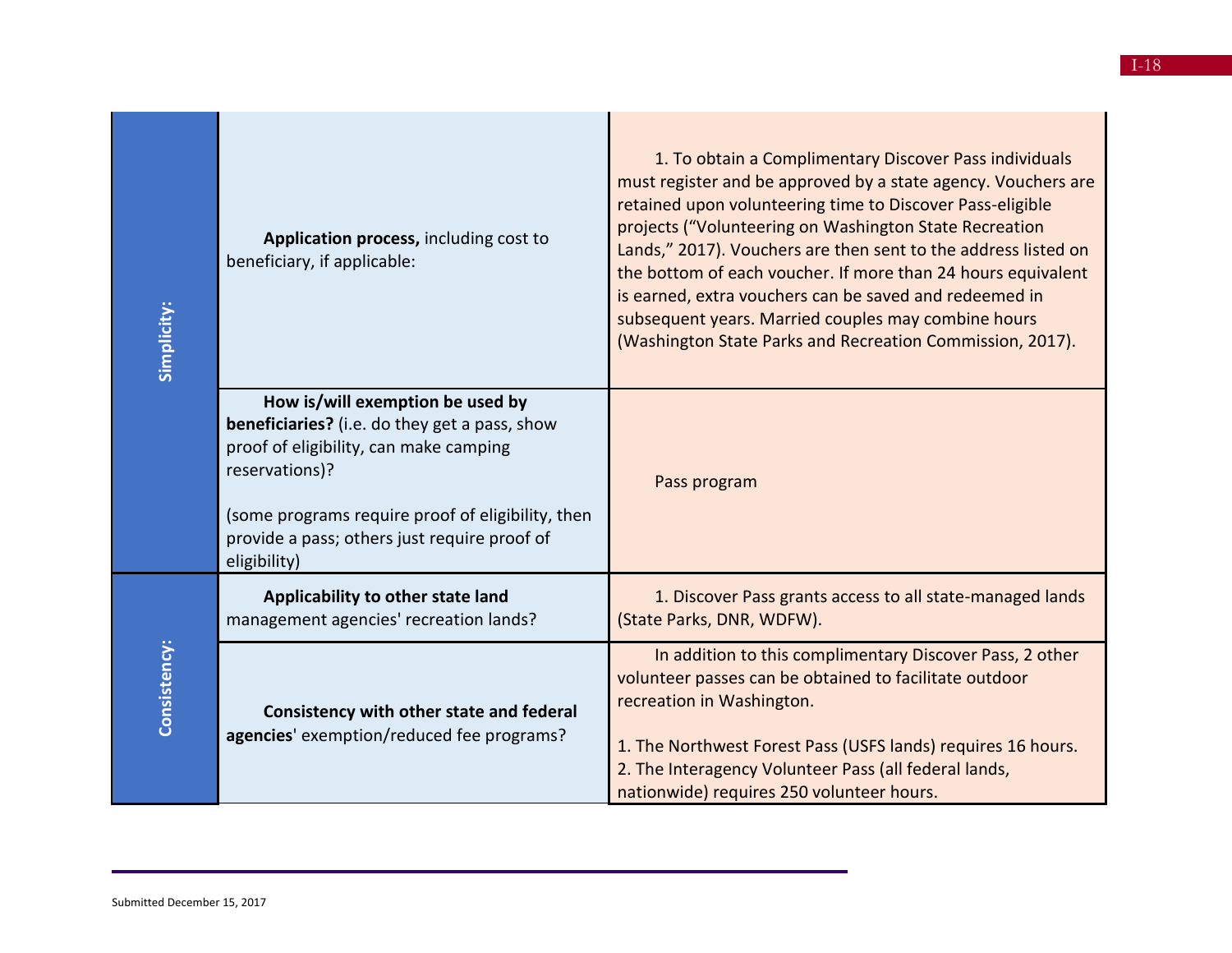| | | |
|---|---|---|
| **Simplicity:** | **Application process,** including cost to beneficiary, if applicable: | 1. To obtain a Complimentary Discover Pass individuals must register and be approved by a state agency. Vouchers are retained upon volunteering time to Discover Pass-eligible projects ("Volunteering on Washington State Recreation Lands," 2017). Vouchers are then sent to the address listed on the bottom of each voucher. If more than 24 hours equivalent is earned, extra vouchers can be saved and redeemed in subsequent years. Married couples may combine hours (Washington State Parks and Recreation Commission, 2017). |
| | **How is/will exemption be used by beneficiaries?** (i.e. do they get a pass, show proof of eligibility, can make camping reservations)?<br><br>(some programs require proof of eligibility, then provide a pass; others just require proof of eligibility) | Pass program |
| **Consistency:** | **Applicability to other state land** management agencies' recreation lands? | 1. Discover Pass grants access to all state-managed lands (State Parks, DNR, WDFW). |
| | **Consistency with other state and federal agencies**' exemption/reduced fee programs? | In addition to this complimentary Discover Pass, 2 other volunteer passes can be obtained to facilitate outdoor recreation in Washington.<br><br>1. The Northwest Forest Pass (USFS lands) requires 16 hours.<br>2. The Interagency Volunteer Pass (all federal lands, nationwide) requires 250 volunteer hours. |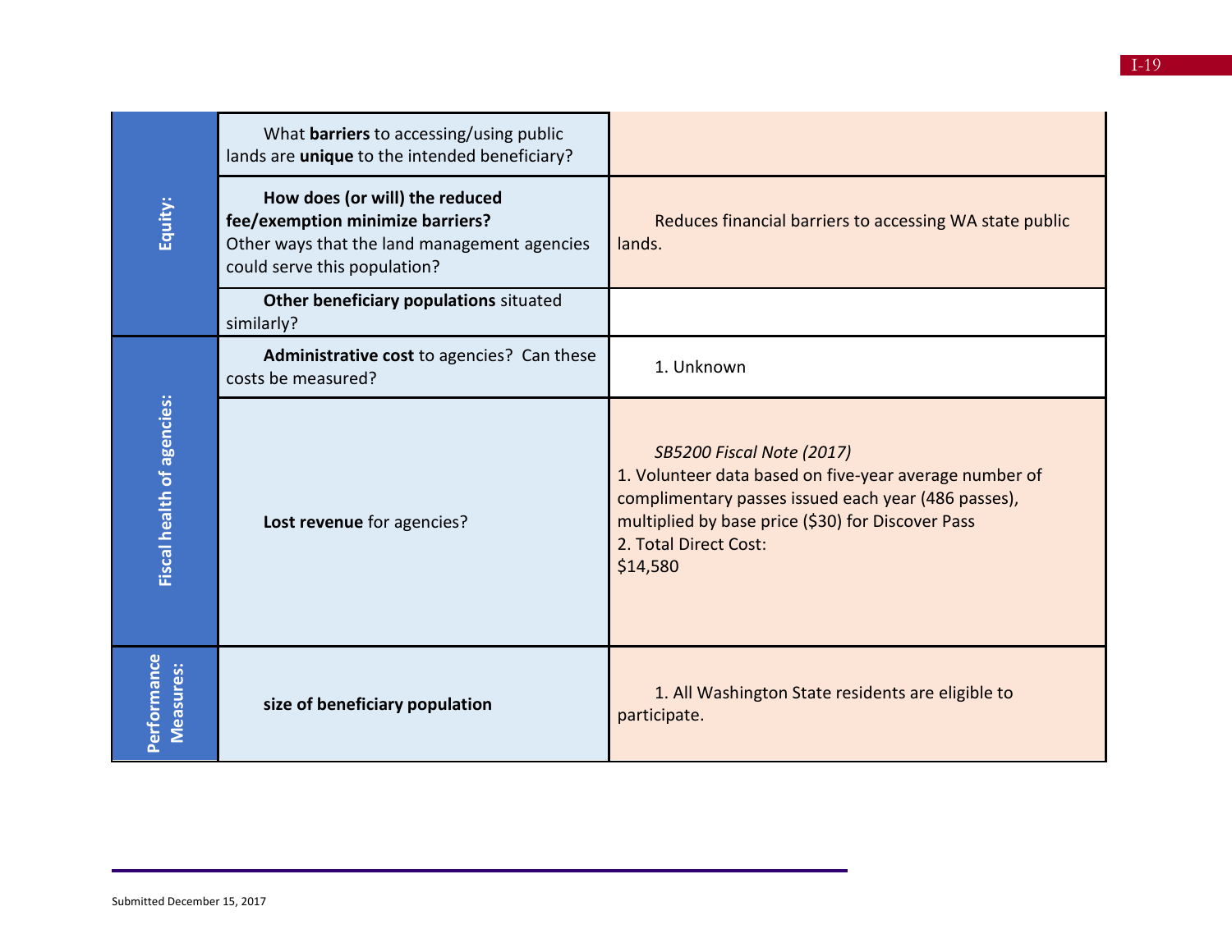| | | |
|---|---|---|
| Equity: | What **barriers** to accessing/using public lands are **unique** to the intended beneficiary? | |
| | **How does (or will) the reduced fee/exemption minimize barriers?** Other ways that the land management agencies could serve this population? | Reduces financial barriers to accessing WA state public lands. |
| | **Other beneficiary populations** situated similarly? | |
| Fiscal health of agencies: | **Administrative cost** to agencies? Can these costs be measured? | 1. Unknown |
| | **Lost revenue** for agencies? | *SB5200 Fiscal Note (2017)*<br>1. Volunteer data based on five-year average number of complimentary passes issued each year (486 passes), multiplied by base price ($30) for Discover Pass<br>2. Total Direct Cost:<br>$14,580 |
| Performance Measures: | **size of beneficiary population** | 1. All Washington State residents are eligible to participate. |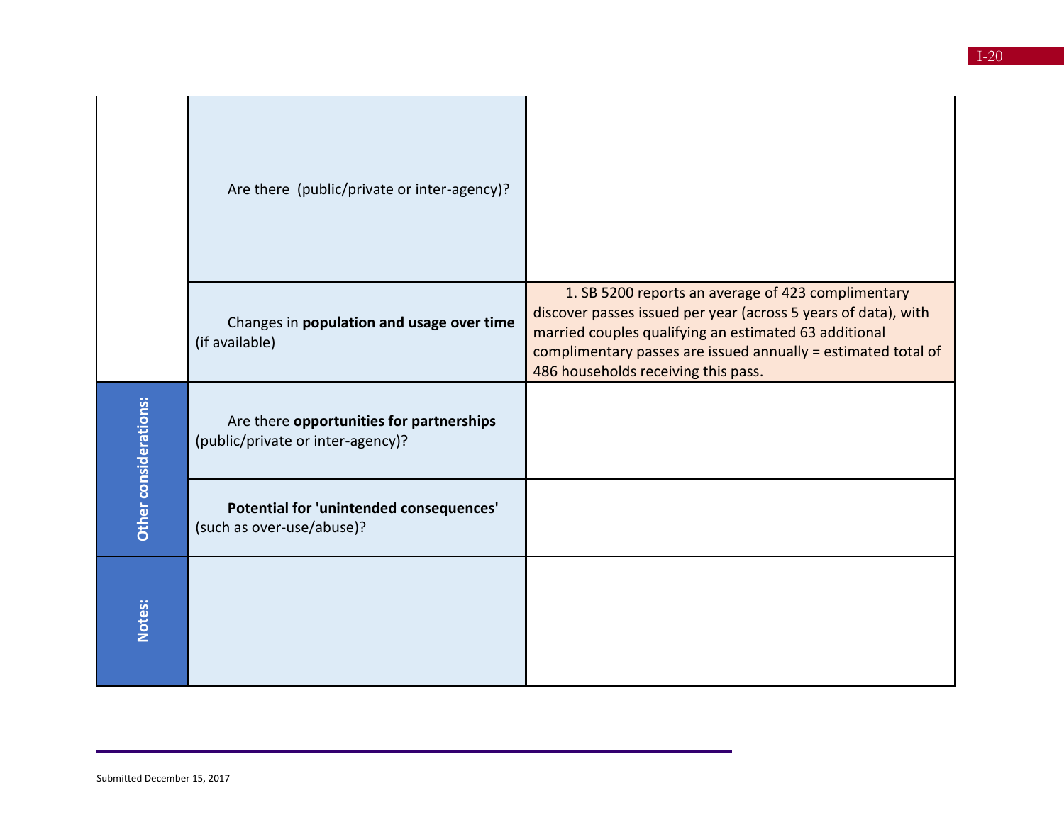| | | |
|---|---|---|
| | Are there (public/private or inter-agency)? | |
| | Changes in **population and usage over time** (if available) | 1. SB 5200 reports an average of 423 complimentary discover passes issued per year (across 5 years of data), with married couples qualifying an estimated 63 additional complimentary passes are issued annually = estimated total of 486 households receiving this pass. |
| **Other considerations:** | Are there **opportunities for partnerships** (public/private or inter-agency)? | |
| | **Potential for 'unintended consequences'** (such as over-use/abuse)? | |
| **Notes:** | | |

Submitted December 15, 2017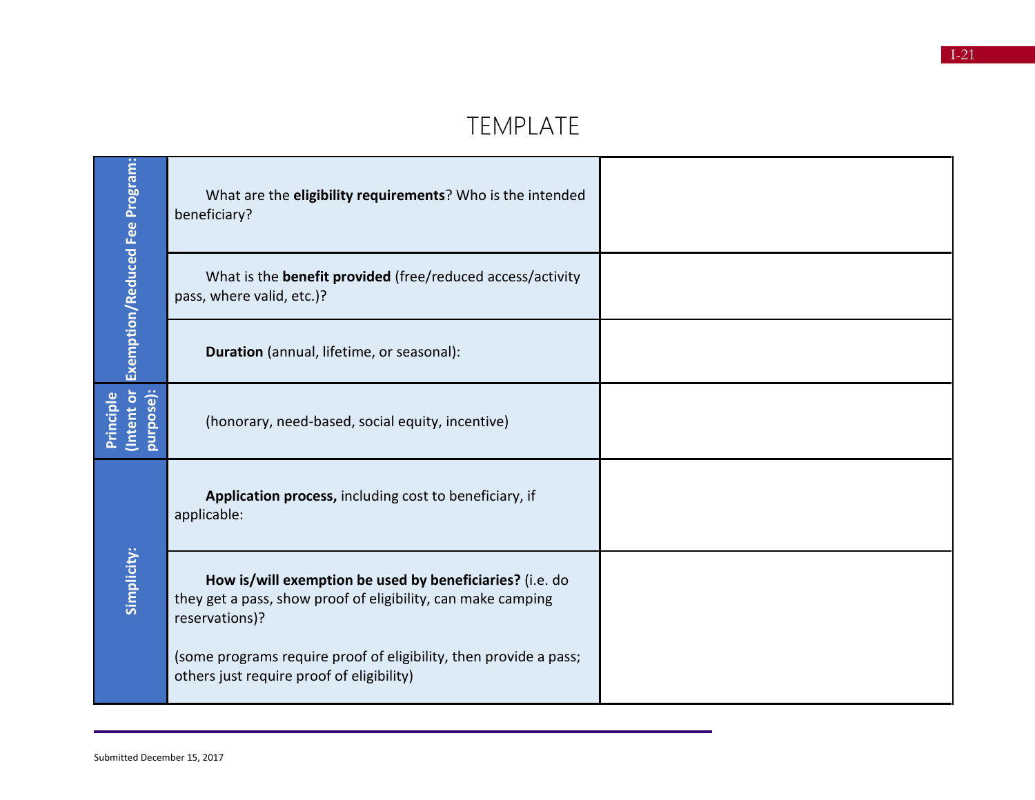# TEMPLATE

| | | |
|---|---|---|
| **Exemption/Reduced Fee Program:** | What are the **eligibility requirements**? Who is the intended beneficiary? | |
| | What is the **benefit provided** (free/reduced access/activity pass, where valid, etc.)? | |
| | **Duration** (annual, lifetime, or seasonal): | |
| **Principle (Intent or purpose):** | (honorary, need-based, social equity, incentive) | |
| **Simplicity:** | **Application process,** including cost to beneficiary, if applicable: | |
| | **How is/will exemption be used by beneficiaries?** (i.e. do they get a pass, show proof of eligibility, can make camping reservations)?<br><br>(some programs require proof of eligibility, then provide a pass; others just require proof of eligibility) | |

Submitted December 15, 2017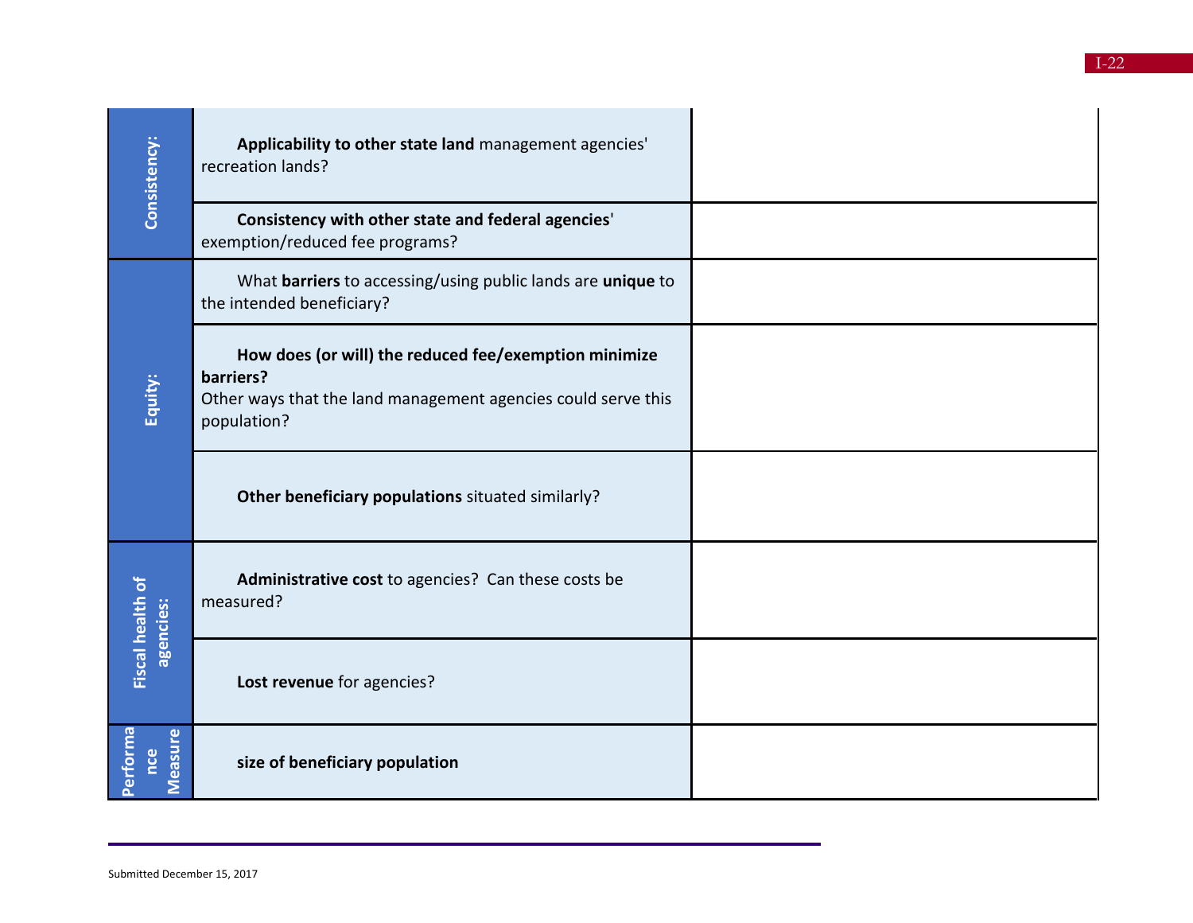| | | |
|---|---|---|
| **Consistency:** | **Applicability to other state land** management agencies' recreation lands? | |
| | **Consistency with other state and federal agencies**' exemption/reduced fee programs? | |
| **Equity:** | What **barriers** to accessing/using public lands are **unique** to the intended beneficiary? | |
| | **How does (or will) the reduced fee/exemption minimize barriers?** Other ways that the land management agencies could serve this population? | |
| | **Other beneficiary populations** situated similarly? | |
| **Fiscal health of agencies:** | **Administrative cost** to agencies? Can these costs be measured? | |
| | **Lost revenue** for agencies? | |
| **Performance Measure** | **size of beneficiary population** | |

Submitted December 15, 2017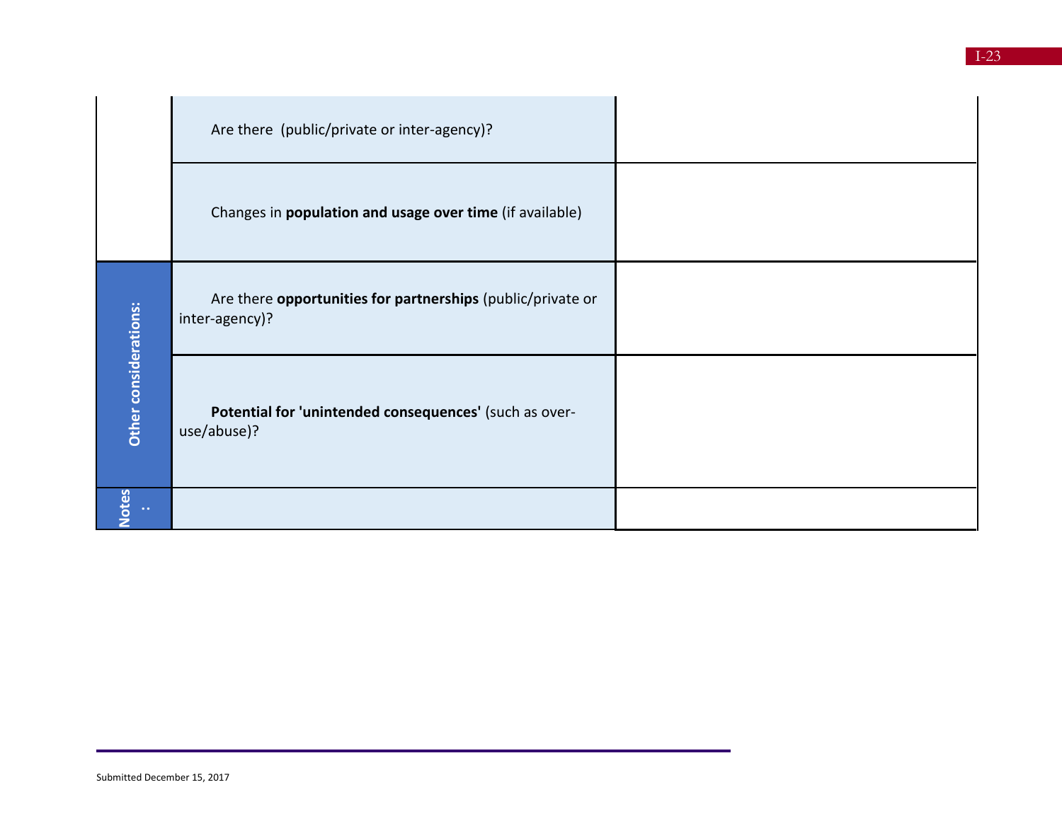| | | |
|---|---|---|
| | Are there (public/private or inter-agency)? | |
| | Changes in **population and usage over time** (if available) | |
| **Other considerations:** | Are there **opportunities for partnerships** (public/private or inter-agency)? | |
| | **Potential for 'unintended consequences'** (such as over-use/abuse)? | |
| **Notes:** | | |

Submitted December 15, 2017